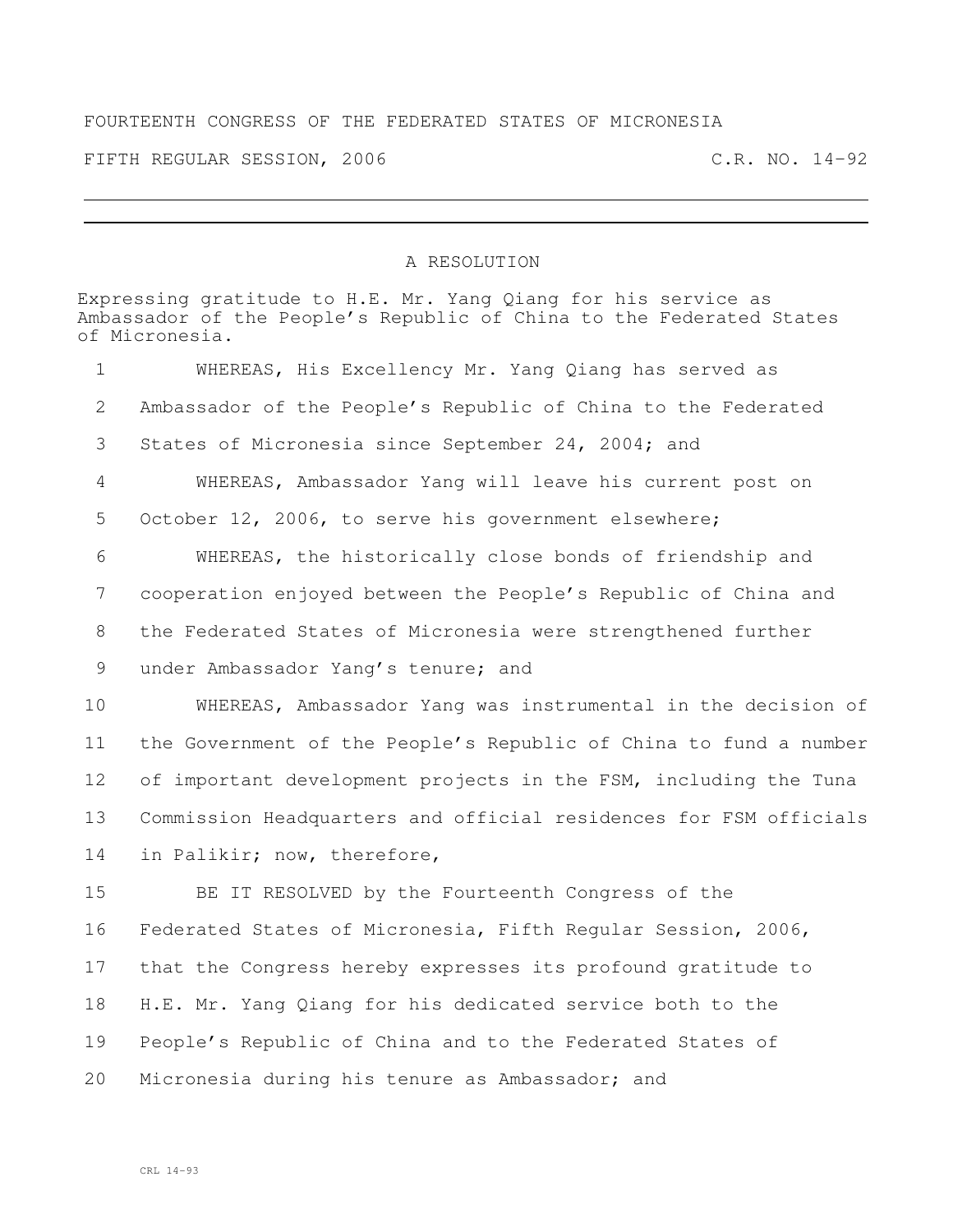FOURTEENTH CONGRESS OF THE FEDERATED STATES OF MICRONESIA

FIFTH REGULAR SESSION, 2006 C.R. NO. 14-92

---

# A RESOLUTION

Expressing gratitude to H.E. Mr. Yang Qiang for his service as Ambassador of the People's Republic of China to the Federated States of Micronesia.

1 WHEREAS, His Excellency Mr. Yang Qiang has served as
2 Ambassador of the People's Republic of China to the Federated
3 States of Micronesia since September 24, 2004; and
4 WHEREAS, Ambassador Yang will leave his current post on
5 October 12, 2006, to serve his government elsewhere;
6 WHEREAS, the historically close bonds of friendship and
7 cooperation enjoyed between the People's Republic of China and
8 the Federated States of Micronesia were strengthened further
9 under Ambassador Yang's tenure; and
10 WHEREAS, Ambassador Yang was instrumental in the decision of
11 the Government of the People's Republic of China to fund a number
12 of important development projects in the FSM, including the Tuna
13 Commission Headquarters and official residences for FSM officials
14 in Palikir; now, therefore,
15 BE IT RESOLVED by the Fourteenth Congress of the
16 Federated States of Micronesia, Fifth Regular Session, 2006,
17 that the Congress hereby expresses its profound gratitude to
18 H.E. Mr. Yang Qiang for his dedicated service both to the
19 People's Republic of China and to the Federated States of
20 Micronesia during his tenure as Ambassador; and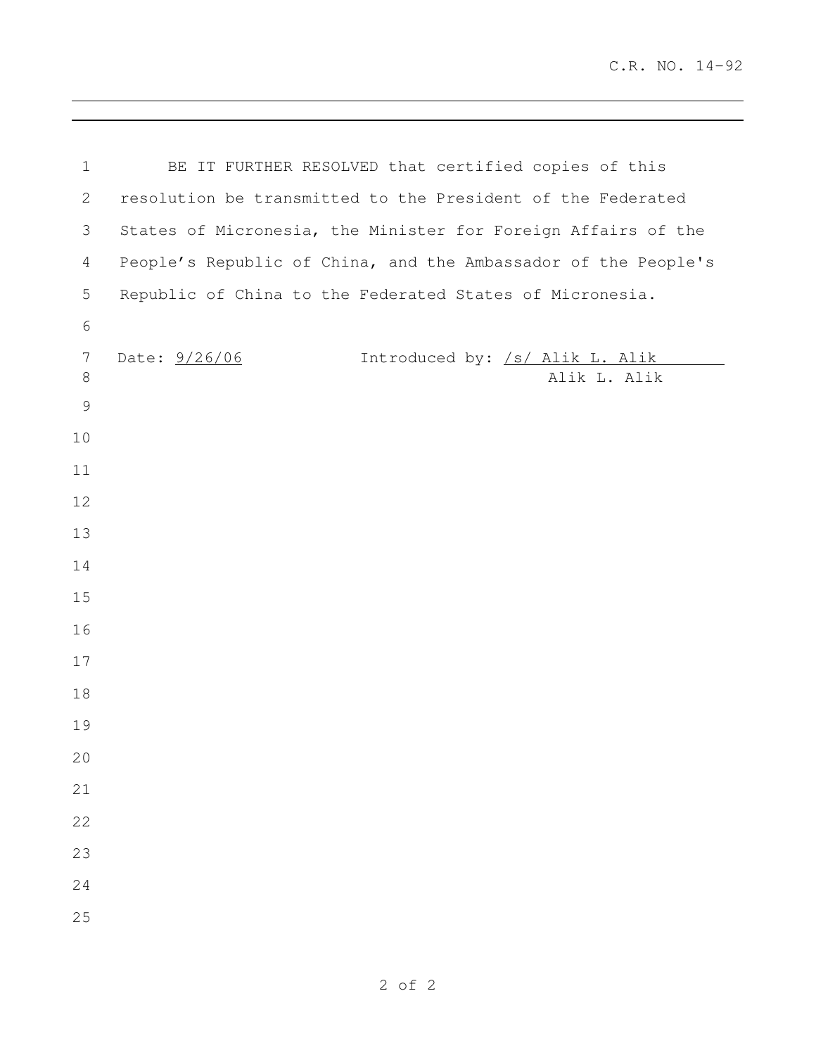BE IT FURTHER RESOLVED that certified copies of this resolution be transmitted to the President of the Federated States of Micronesia, the Minister for Foreign Affairs of the People's Republic of China, and the Ambassador of the People's Republic of China to the Federated States of Micronesia.

Date: 9/26/06

Introduced by: /s/ Alik L. Alik
Alik L. Alik